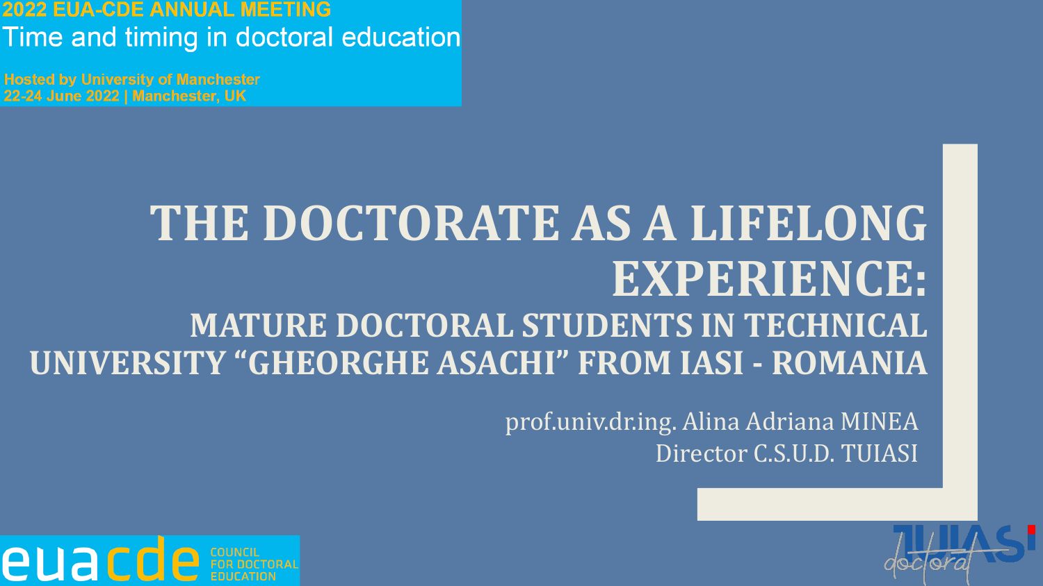2022 EUA-CDE ANNUAL MEETING

Time and timing in doctoral education

Hosted by University of Manchester
22-24 June 2022 | Manchester, UK

# THE DOCTORATE AS A LIFELONG EXPERIENCE:

## MATURE DOCTORAL STUDENTS IN TECHNICAL UNIVERSITY "GHEORGHE ASACHI" FROM IASI - ROMANIA

prof.univ.dr.ing. Alina Adriana MINEA
Director C.S.U.D. TUIASI

euacde COUNCIL FOR DOCTORAL EDUCATION

TUIASI doctorat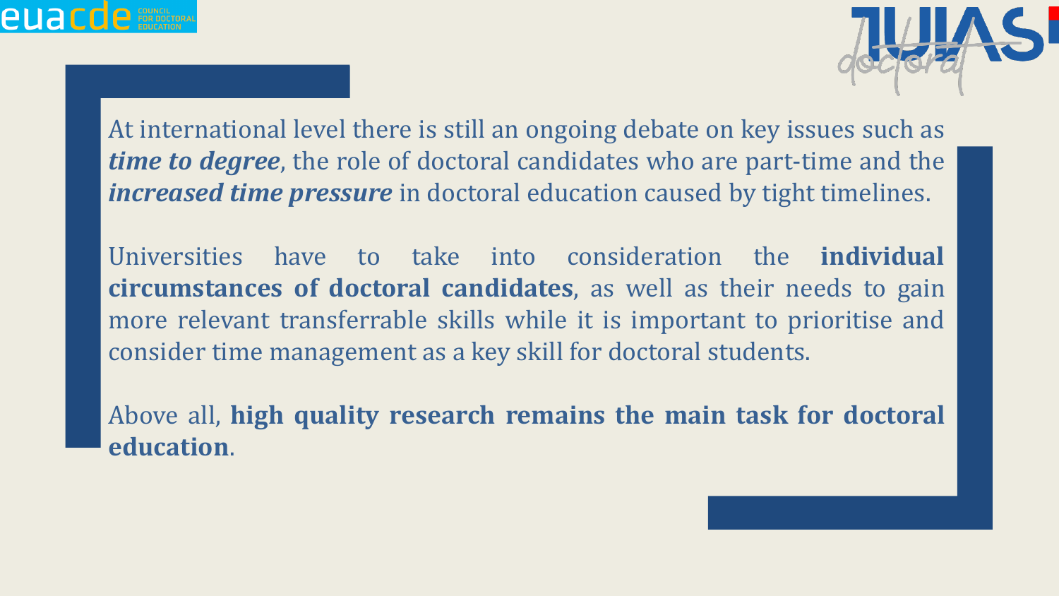At international level there is still an ongoing debate on key issues such as ***time to degree***, the role of doctoral candidates who are part-time and the ***increased time pressure*** in doctoral education caused by tight timelines.

Universities have to take into consideration the **individual circumstances of doctoral candidates**, as well as their needs to gain more relevant transferrable skills while it is important to prioritise and consider time management as a key skill for doctoral students.

Above all, **high quality research remains the main task for doctoral education**.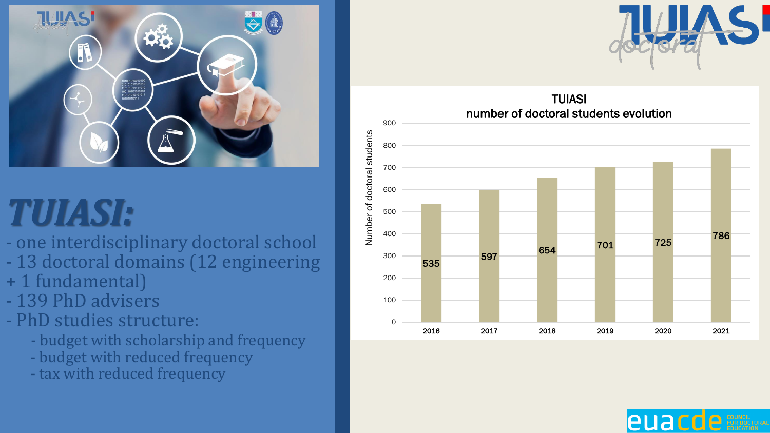# TUIASI:

- one interdisciplinary doctoral school
- 13 doctoral domains (12 engineering + 1 fundamental)
- 139 PhD advisers
- PhD studies structure:
  - budget with scholarship and frequency
  - budget with reduced frequency
  - tax with reduced frequency

**TUIASI number of doctoral students evolution**

| Year | Number of doctoral students |
| --- | --- |
| 2016 | 535 |
| 2017 | 597 |
| 2018 | 654 |
| 2019 | 701 |
| 2020 | 725 |
| 2021 | 786 |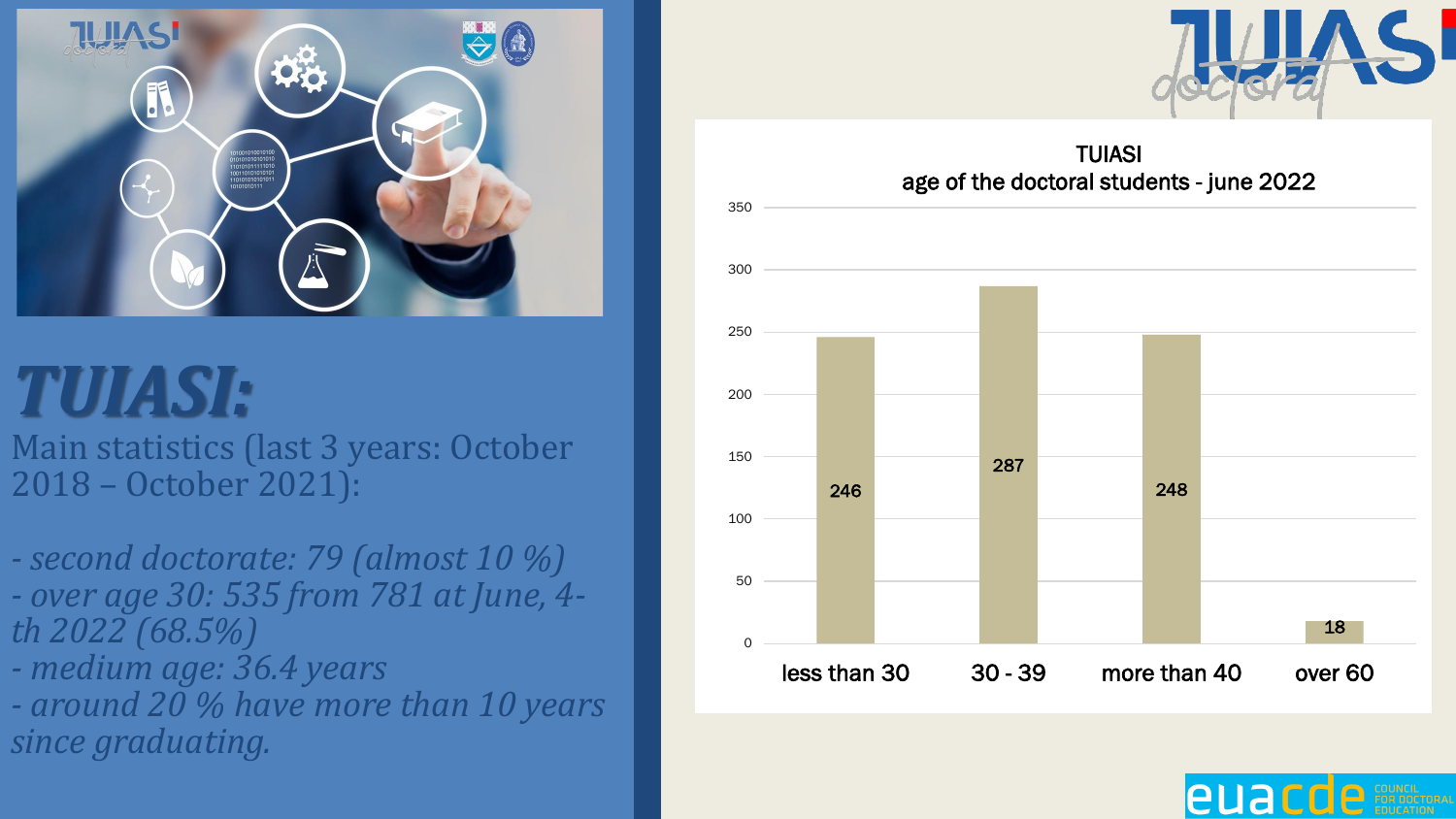# TUIASI:

Main statistics (last 3 years: October 2018 – October 2021):

- *second doctorate: 79 (almost 10 %)*
- *over age 30: 535 from 781 at June, 4-th 2022 (68.5%)*
- *medium age: 36.4 years*
- *around 20 % have more than 10 years since graduating.*

**TUIASI age of the doctoral students - june 2022**

| Age group | Number |
|---|---|
| less than 30 | 246 |
| 30 - 39 | 287 |
| more than 40 | 248 |
| over 60 | 18 |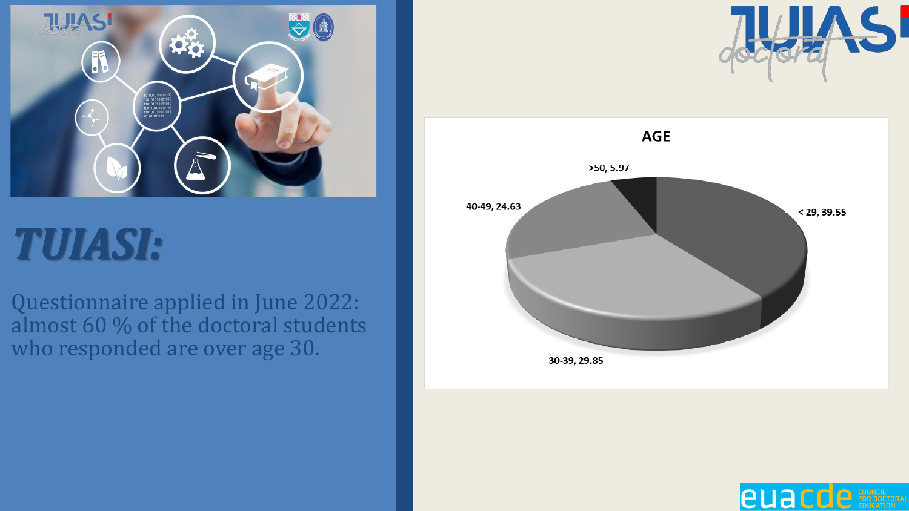# TUIASI:

Questionnaire applied in June 2022: almost 60 % of the doctoral students who responded are over age 30.

**AGE**

- < 29, 39.55
- 30-39, 29.85
- 40-49, 24.63
- >50, 5.97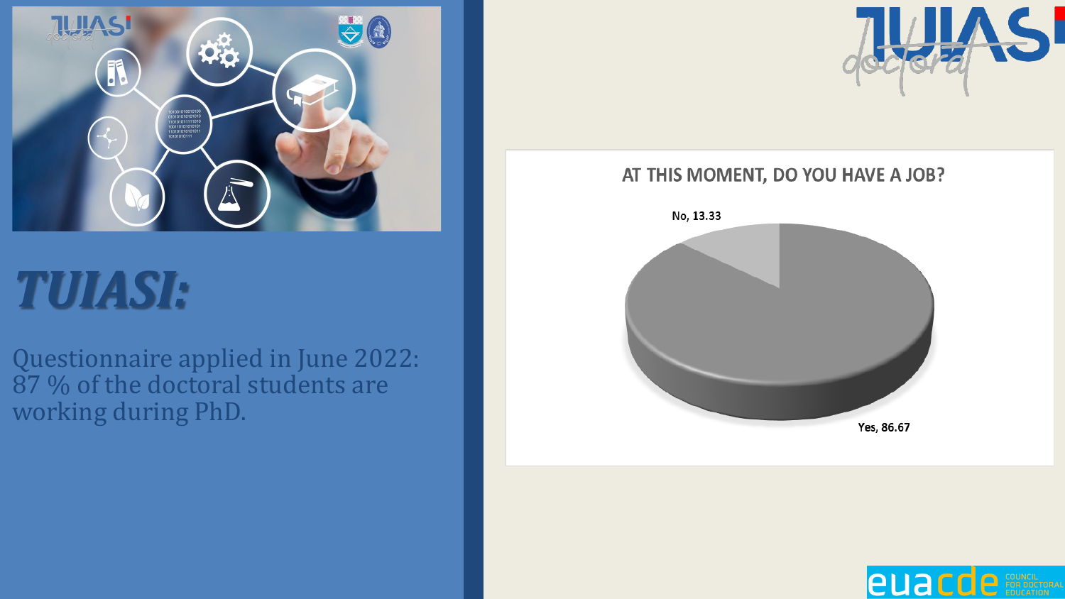# *TUIASI:*

Questionnaire applied in June 2022: 87 % of the doctoral students are working during PhD.

**AT THIS MOMENT, DO YOU HAVE A JOB?**

| Answer | % |
| --- | --- |
| No | 13.33 |
| Yes | 86.67 |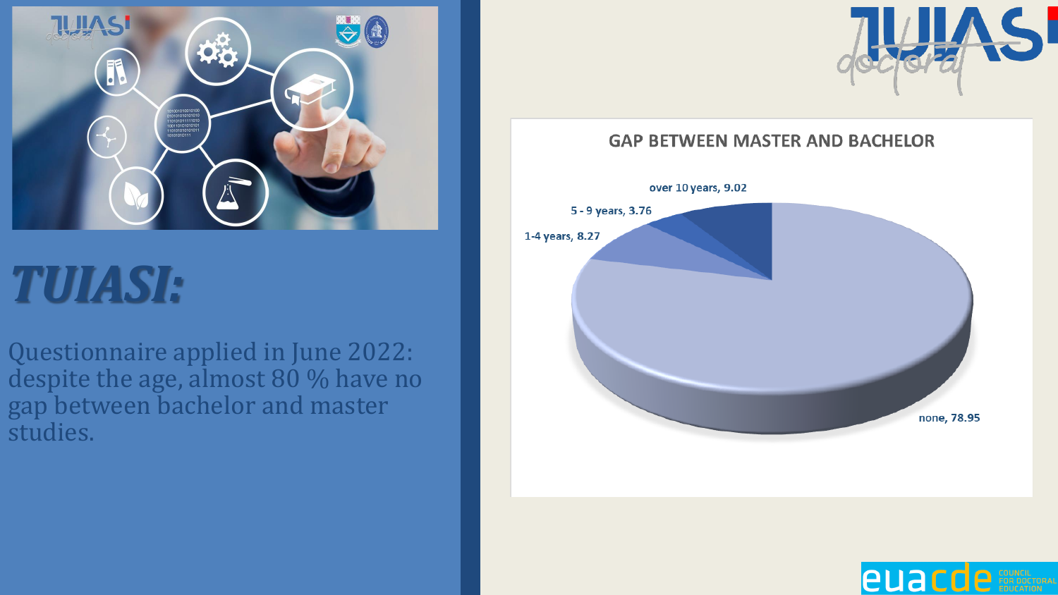# TUIASI:

Questionnaire applied in June 2022: despite the age, almost 80 % have no gap between bachelor and master studies.

**GAP BETWEEN MASTER AND BACHELOR**

| Gap | % |
| --- | --- |
| none | 78.95 |
| 1-4 years | 8.27 |
| 5 - 9 years | 3.76 |
| over 10 years | 9.02 |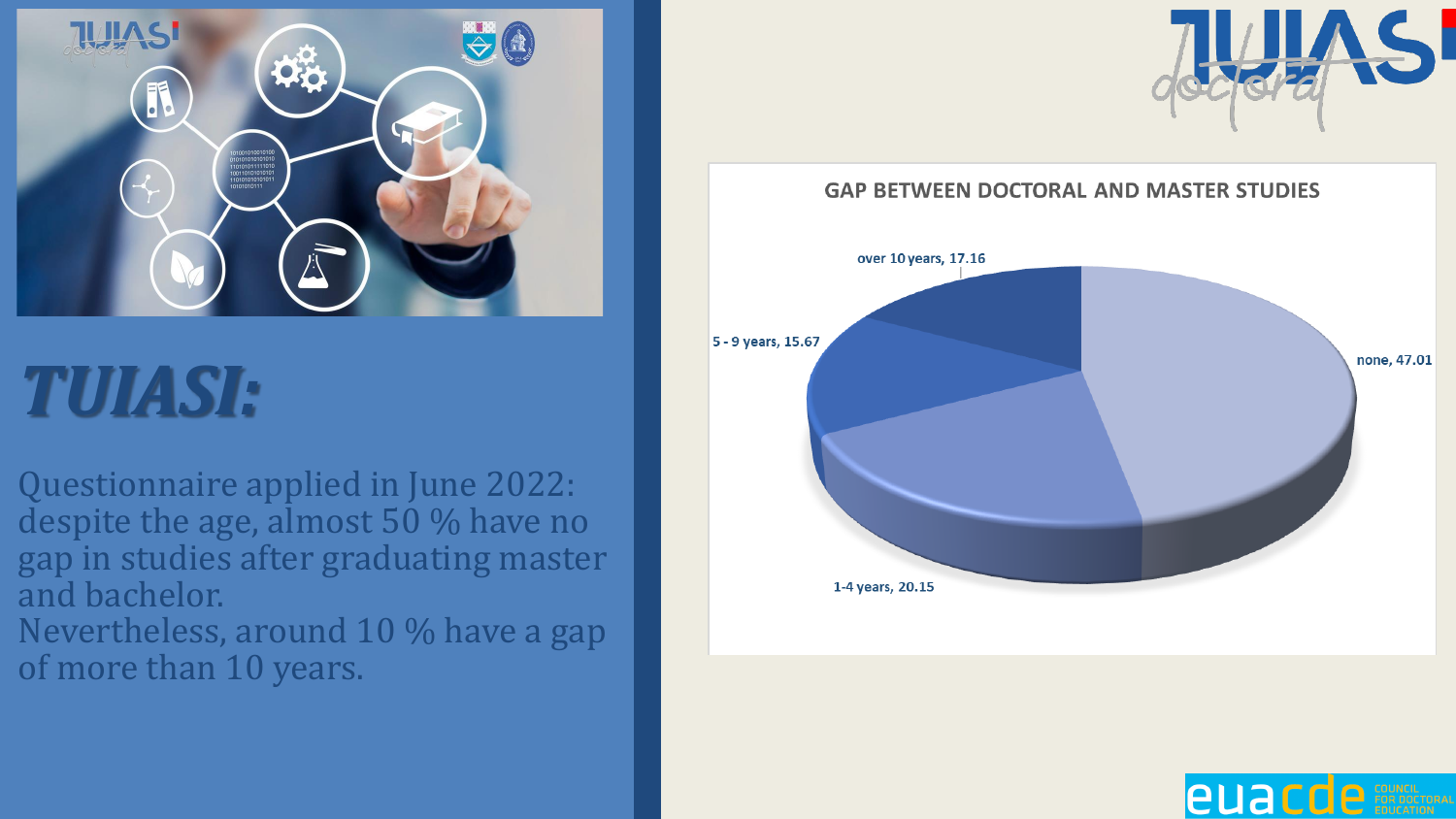# TUIASI:

Questionnaire applied in June 2022: despite the age, almost 50 % have no gap in studies after graduating master and bachelor.
Nevertheless, around 10 % have a gap of more than 10 years.

**GAP BETWEEN DOCTORAL AND MASTER STUDIES**

| Gap | Value |
| --- | --- |
| none | 47.01 |
| 1-4 years | 20.15 |
| 5 - 9 years | 15.67 |
| over 10 years | 17.16 |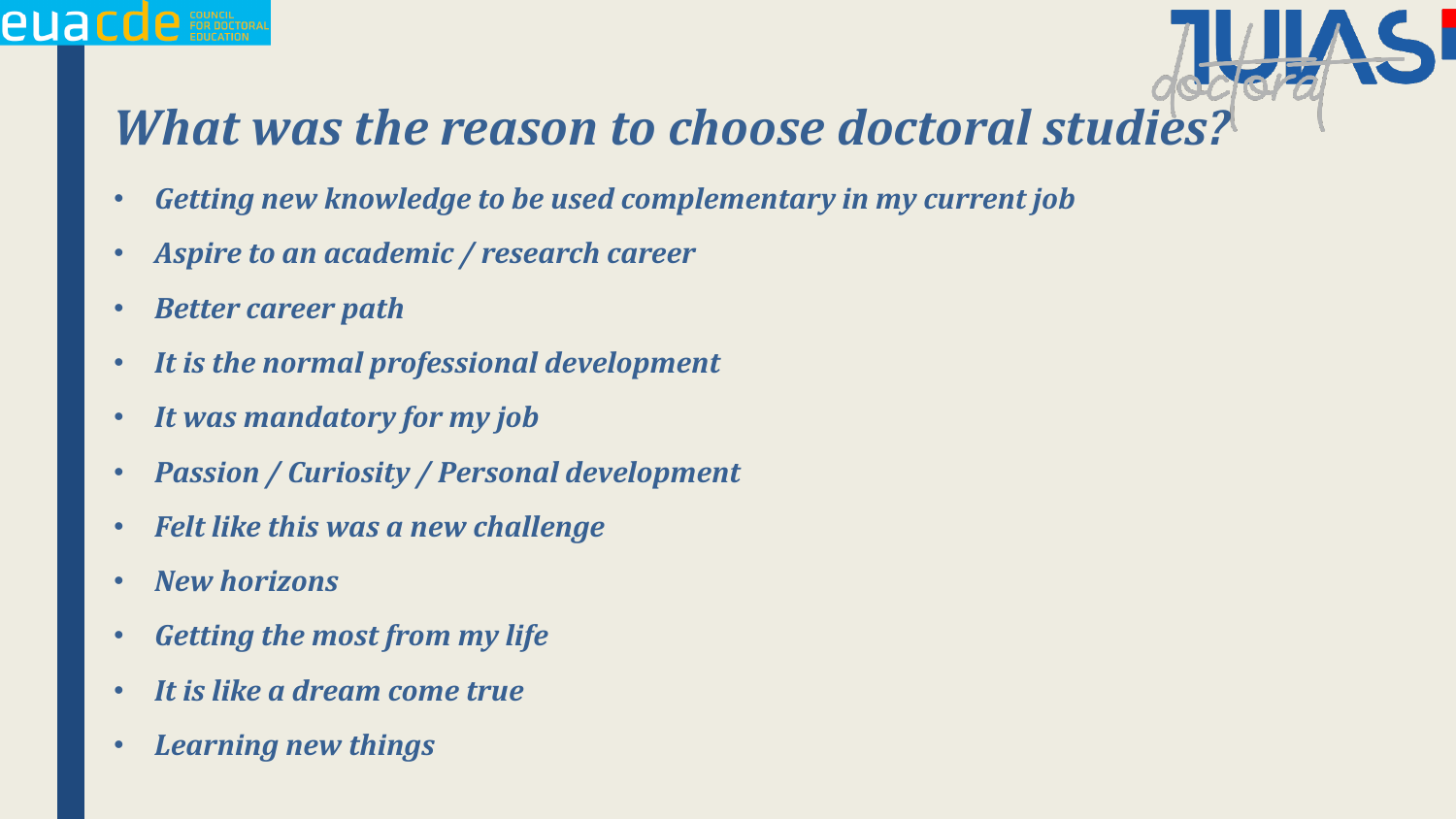# *What was the reason to choose doctoral studies?*

- ***Getting new knowledge to be used complementary in my current job***
- ***Aspire to an academic / research career***
- ***Better career path***
- ***It is the normal professional development***
- ***It was mandatory for my job***
- ***Passion / Curiosity / Personal development***
- ***Felt like this was a new challenge***
- ***New horizons***
- ***Getting the most from my life***
- ***It is like a dream come true***
- ***Learning new things***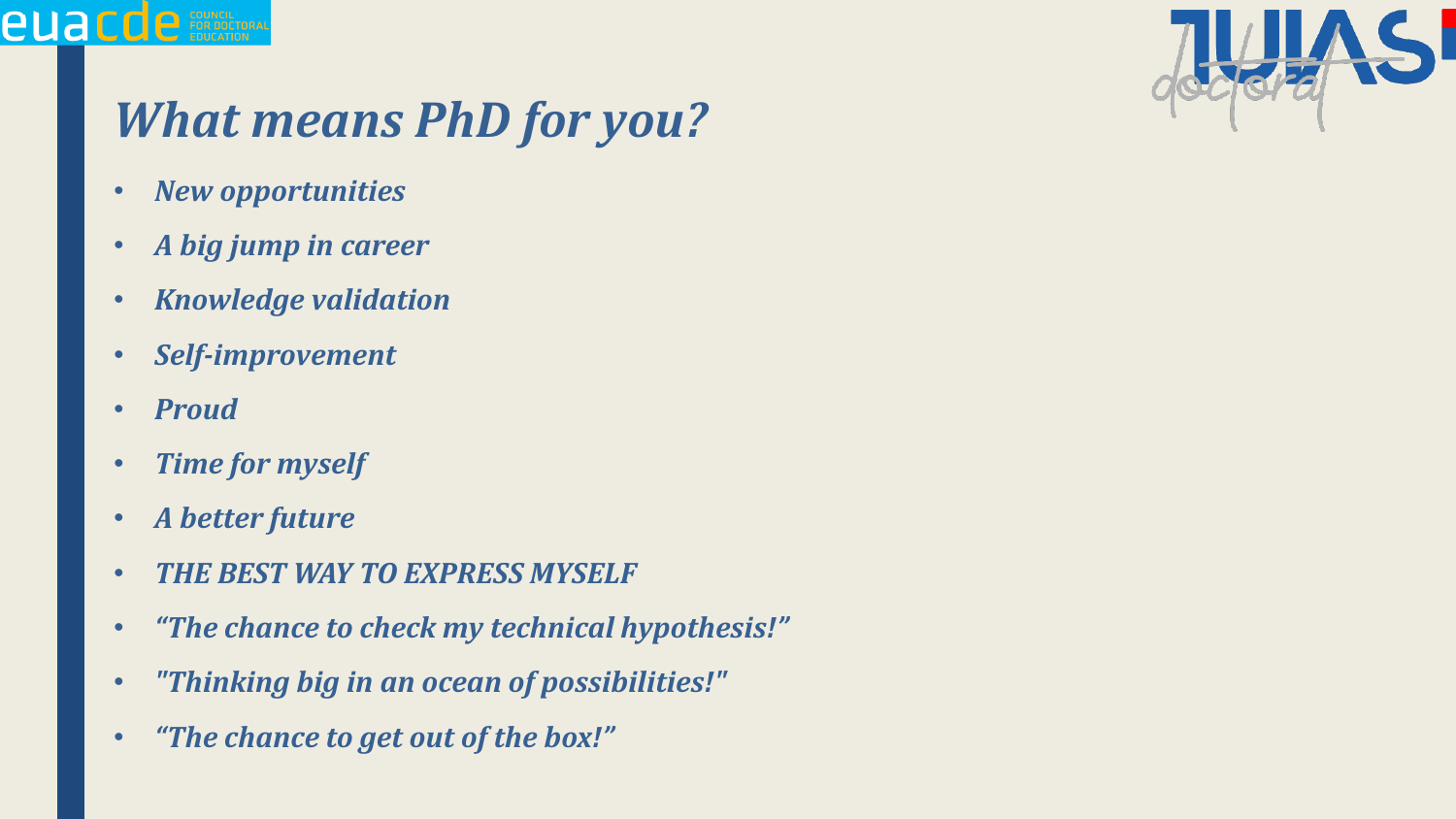# *What means PhD for you?*

- *New opportunities*
- *A big jump in career*
- *Knowledge validation*
- *Self-improvement*
- *Proud*
- *Time for myself*
- *A better future*
- *THE BEST WAY TO EXPRESS MYSELF*
- *"The chance to check my technical hypothesis!"*
- *"Thinking big in an ocean of possibilities!"*
- *"The chance to get out of the box!"*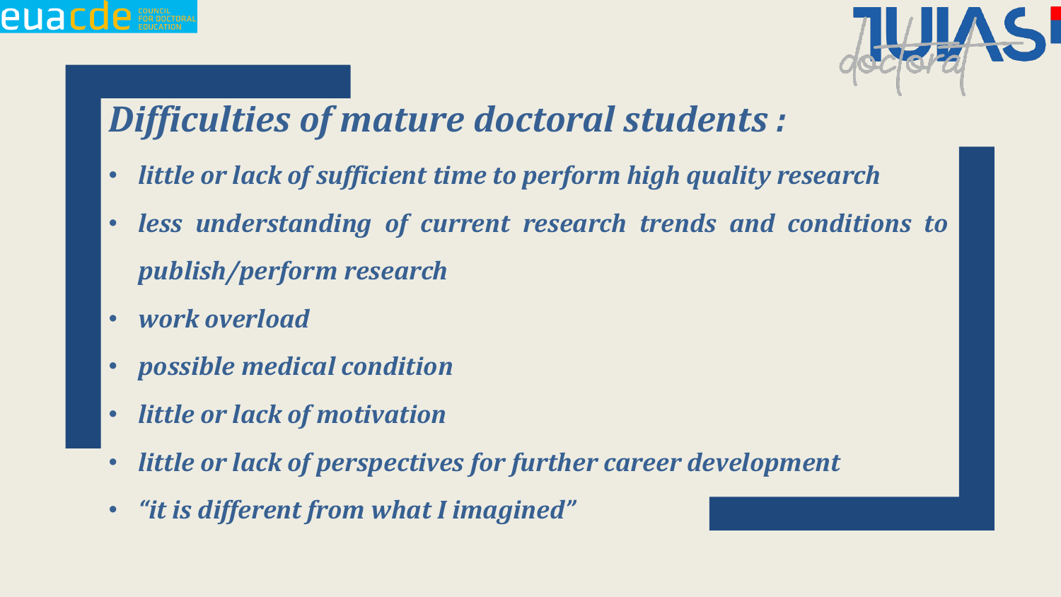## *Difficulties of mature doctoral students :*

- *little or lack of sufficient time to perform high quality research*
- *less understanding of current research trends and conditions to publish/perform research*
- *work overload*
- *possible medical condition*
- *little or lack of motivation*
- *little or lack of perspectives for further career development*
- *"it is different from what I imagined"*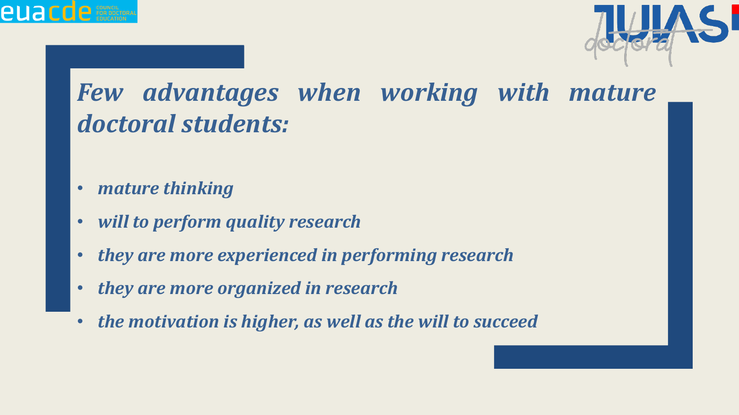## *Few advantages when working with mature doctoral students:*

- *mature thinking*
- *will to perform quality research*
- *they are more experienced in performing research*
- *they are more organized in research*
- *the motivation is higher, as well as the will to succeed*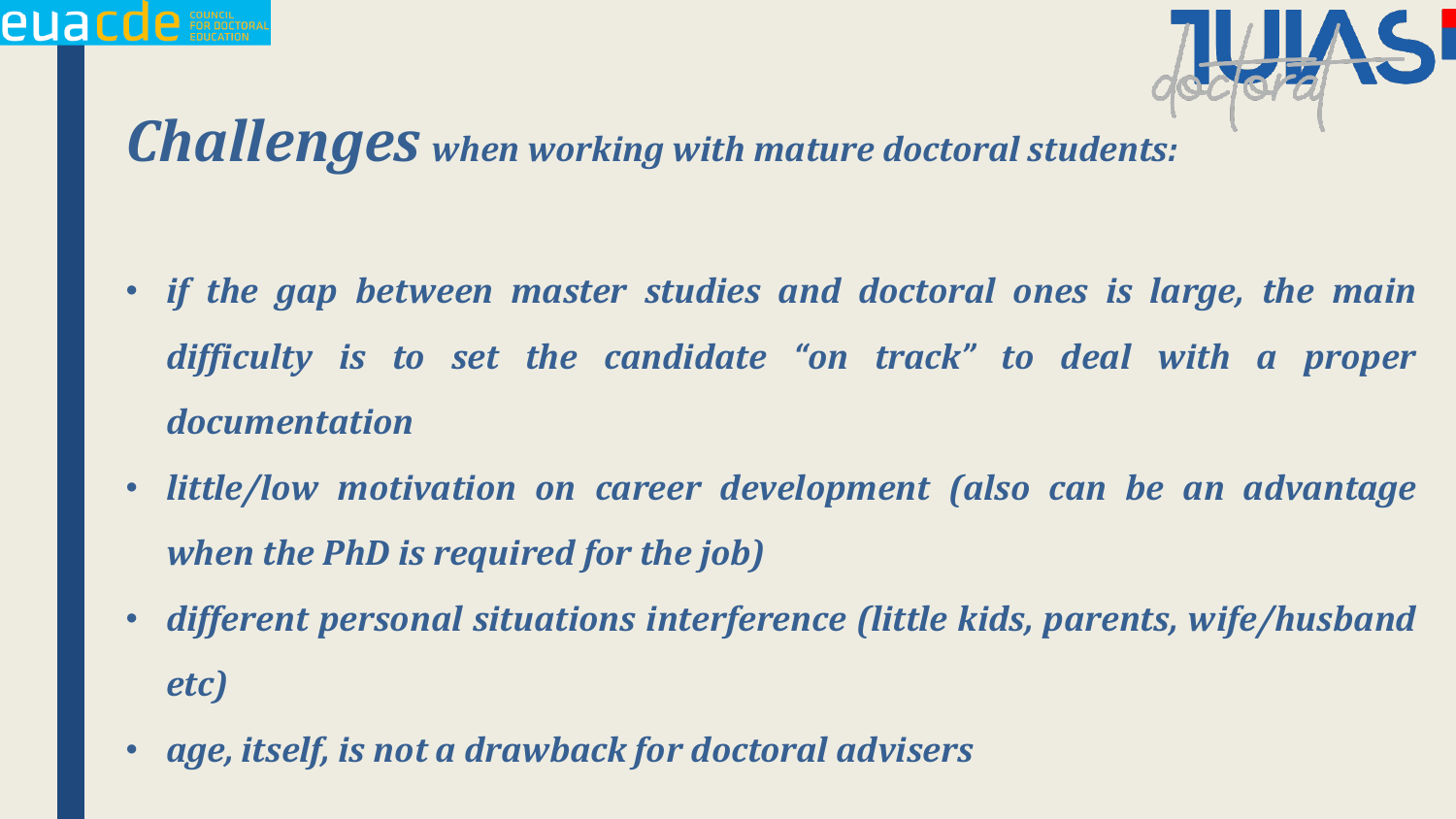## ***Challenges*** *when working with mature doctoral students:*

- *if the gap between master studies and doctoral ones is large, the main difficulty is to set the candidate "on track" to deal with a proper documentation*
- *little/low motivation on career development (also can be an advantage when the PhD is required for the job)*
- *different personal situations interference (little kids, parents, wife/husband etc)*
- *age, itself, is not a drawback for doctoral advisers*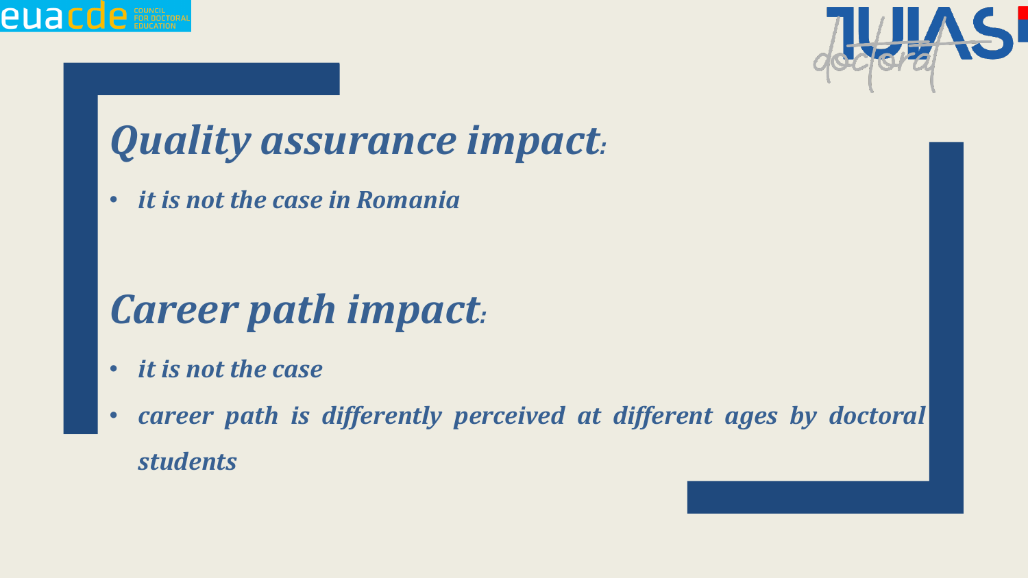## *Quality assurance impact:*

- *it is not the case in Romania*

## *Career path impact:*

- *it is not the case*
- *career path is differently perceived at different ages by doctoral students*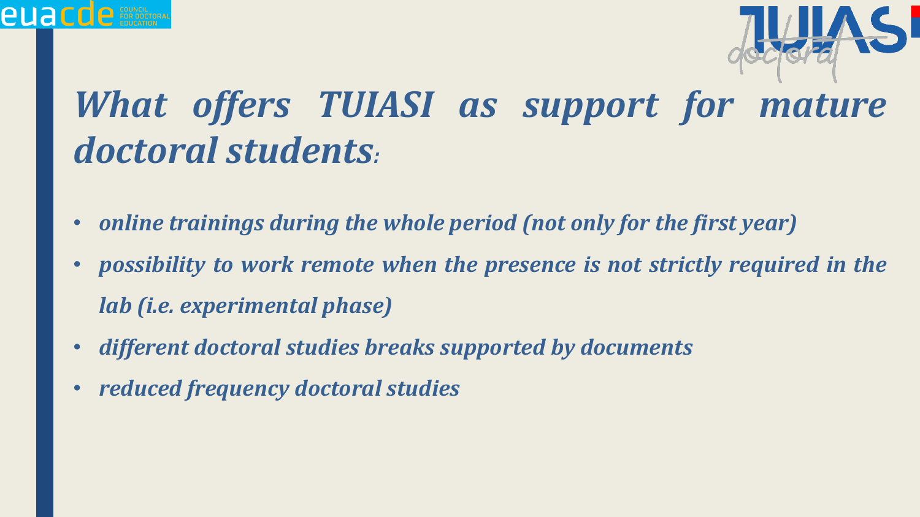# *What offers TUIASI as support for mature doctoral students:*

- ***online trainings during the whole period (not only for the first year)***
- ***possibility to work remote when the presence is not strictly required in the lab (i.e. experimental phase)***
- ***different doctoral studies breaks supported by documents***
- ***reduced frequency doctoral studies***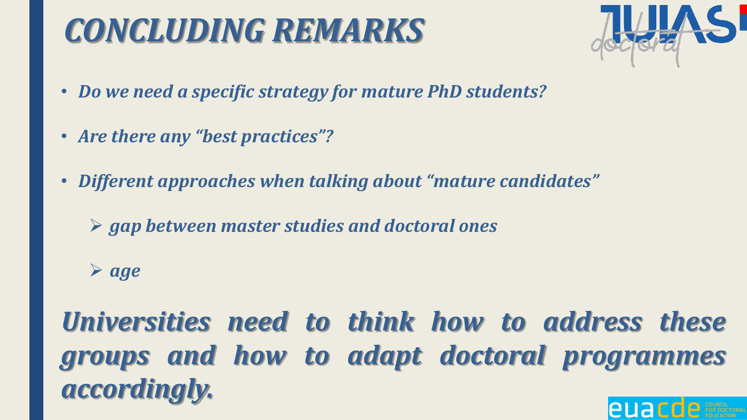# *CONCLUDING REMARKS*

- ***Do we need a specific strategy for mature PhD students?***
- ***Are there any "best practices"?***
- ***Different approaches when talking about "mature candidates"***
  - ***gap between master studies and doctoral ones***
  - ***age***

***Universities need to think how to address these groups and how to adapt doctoral programmes accordingly.***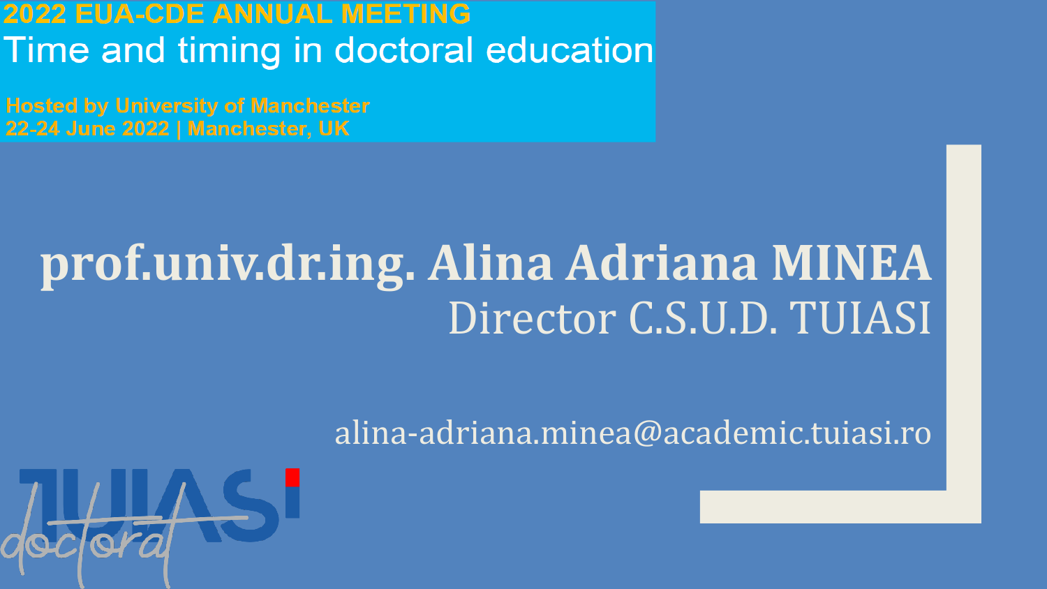**2022 EUA-CDE ANNUAL MEETING**

Time and timing in doctoral education

**Hosted by University of Manchester**
**22-24 June 2022 | Manchester, UK**

# prof.univ.dr.ing. Alina Adriana MINEA

Director C.S.U.D. TUIASI

alina-adriana.minea@academic.tuiasi.ro

TUIASI doctorat